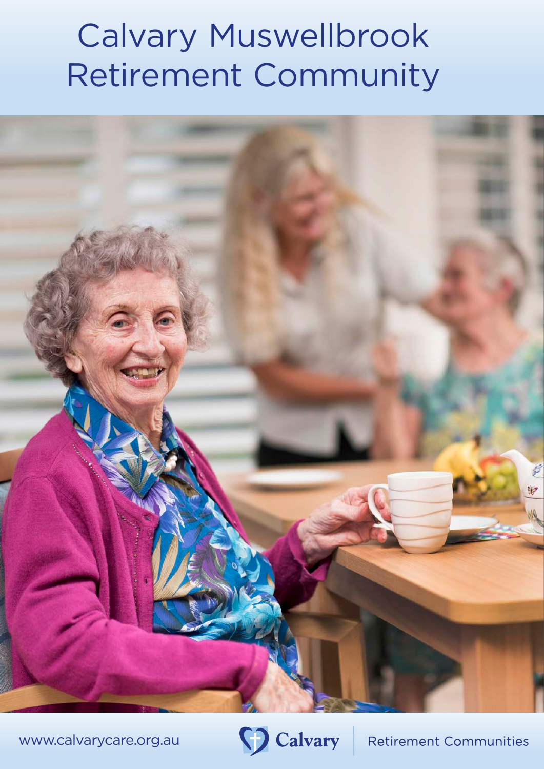# Calvary Muswellbrook Retirement Community

www.calvarycare.org.au

Calvary

Retirement Communities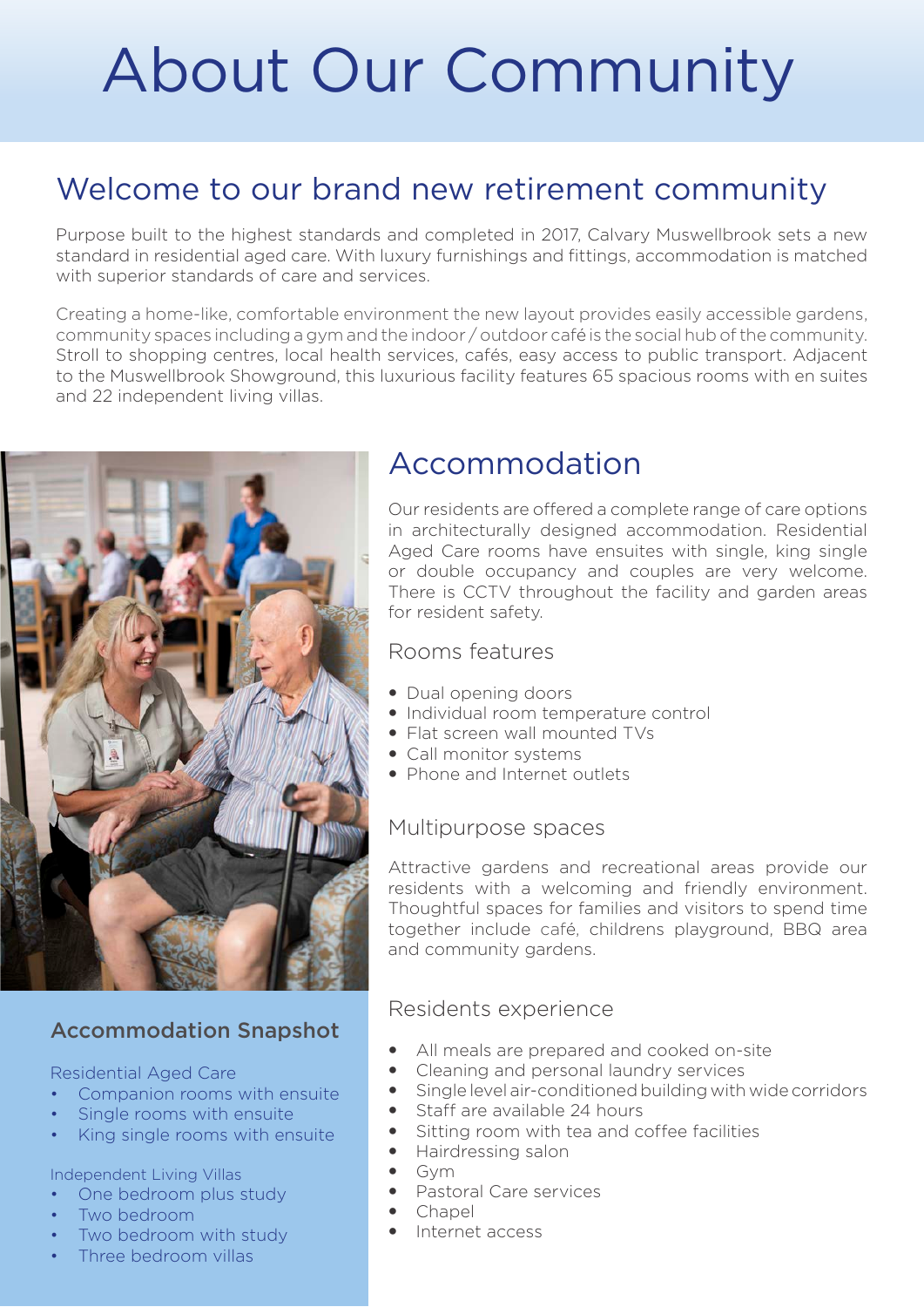# About Our Community

## Welcome to our brand new retirement community

Purpose built to the highest standards and completed in 2017, Calvary Muswellbrook sets a new standard in residential aged care. With luxury furnishings and fittings, accommodation is matched with superior standards of care and services.

Creating a home-like, comfortable environment the new layout provides easily accessible gardens, community spaces including a gym and the indoor / outdoor café is the social hub of the community. Stroll to shopping centres, local health services, cafés, easy access to public transport. Adjacent to the Muswellbrook Showground, this luxurious facility features 65 spacious rooms with en suites and 22 independent living villas.

### Accommodation Snapshot

Residential Aged Care

- Companion rooms with ensuite
- Single rooms with ensuite
- King single rooms with ensuite

Independent Living Villas

- One bedroom plus study
- Two bedroom
- Two bedroom with study
- Three bedroom villas

## Accommodation

Our residents are offered a complete range of care options in architecturally designed accommodation. Residential Aged Care rooms have ensuites with single, king single or double occupancy and couples are very welcome. There is CCTV throughout the facility and garden areas for resident safety.

### Rooms features

- Dual opening doors
- Individual room temperature control
- Flat screen wall mounted TVs
- Call monitor systems
- Phone and Internet outlets

### Multipurpose spaces

Attractive gardens and recreational areas provide our residents with a welcoming and friendly environment. Thoughtful spaces for families and visitors to spend time together include café, childrens playground, BBQ area and community gardens.

### Residents experience

- All meals are prepared and cooked on-site
- Cleaning and personal laundry services
- Single level air-conditioned building with wide corridors
- Staff are available 24 hours
- Sitting room with tea and coffee facilities
- Hairdressing salon
- Gym
- Pastoral Care services
- Chapel
- Internet access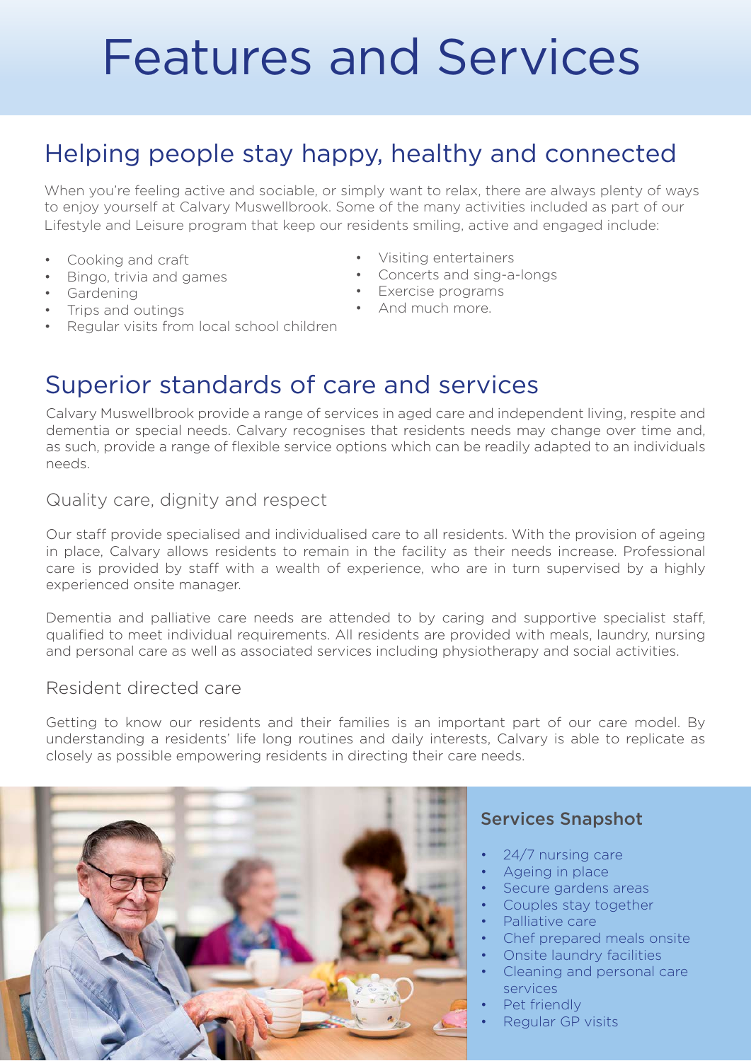# Features and Services

## Helping people stay happy, healthy and connected

When you're feeling active and sociable, or simply want to relax, there are always plenty of ways to enjoy yourself at Calvary Muswellbrook. Some of the many activities included as part of our Lifestyle and Leisure program that keep our residents smiling, active and engaged include:

- Cooking and craft
- Bingo, trivia and games
- Gardening
- Trips and outings
- Regular visits from local school children
- Visiting entertainers
- Concerts and sing-a-longs
- Exercise programs
- And much more.

## Superior standards of care and services

Calvary Muswellbrook provide a range of services in aged care and independent living, respite and dementia or special needs. Calvary recognises that residents needs may change over time and, as such, provide a range of flexible service options which can be readily adapted to an individuals needs.

### Quality care, dignity and respect

Our staff provide specialised and individualised care to all residents. With the provision of ageing in place, Calvary allows residents to remain in the facility as their needs increase. Professional care is provided by staff with a wealth of experience, who are in turn supervised by a highly experienced onsite manager.

Dementia and palliative care needs are attended to by caring and supportive specialist staff, qualified to meet individual requirements. All residents are provided with meals, laundry, nursing and personal care as well as associated services including physiotherapy and social activities.

### Resident directed care

Getting to know our residents and their families is an important part of our care model. By understanding a residents' life long routines and daily interests, Calvary is able to replicate as closely as possible empowering residents in directing their care needs.

### Services Snapshot

- 24/7 nursing care
- Ageing in place
- Secure gardens areas
- Couples stay together
- Palliative care
- Chef prepared meals onsite
- Onsite laundry facilities
- Cleaning and personal care services
- Pet friendly
- Regular GP visits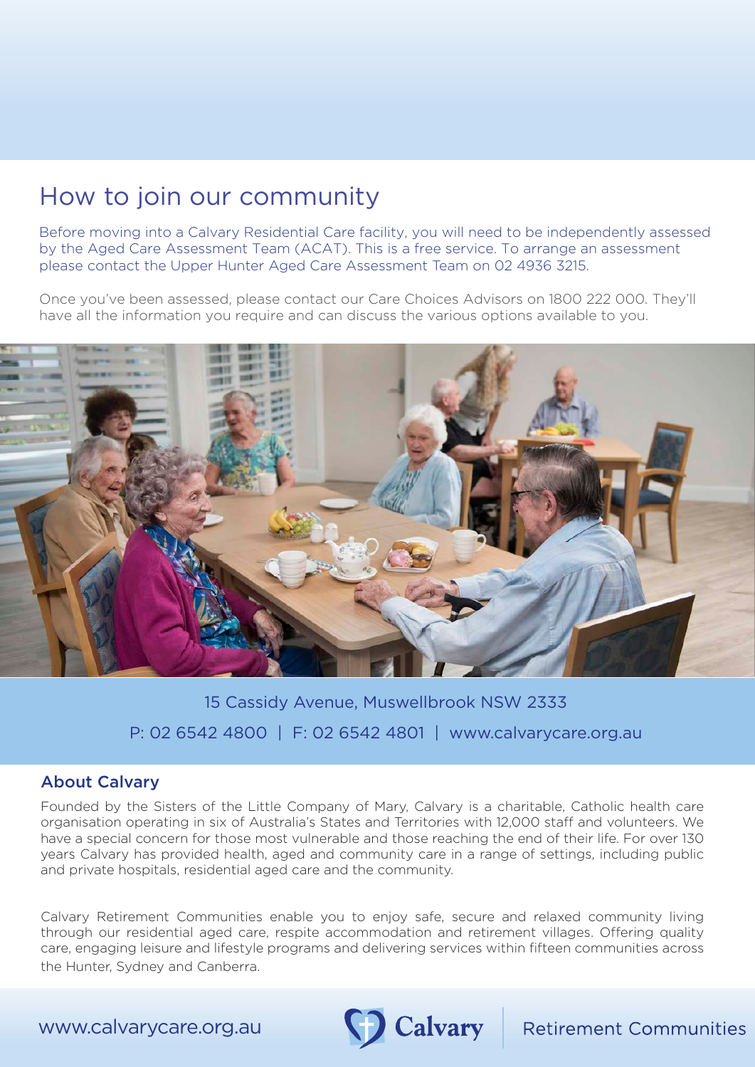## How to join our community

Before moving into a Calvary Residential Care facility, you will need to be independently assessed by the Aged Care Assessment Team (ACAT). This is a free service. To arrange an assessment please contact the Upper Hunter Aged Care Assessment Team on 02 4936 3215.

Once you've been assessed, please contact our Care Choices Advisors on 1800 222 000. They'll have all the information you require and can discuss the various options available to you.

15 Cassidy Avenue, Muswellbrook NSW 2333

P: 02 6542 4800 | F: 02 6542 4801 | www.calvarycare.org.au

### About Calvary

Founded by the Sisters of the Little Company of Mary, Calvary is a charitable, Catholic health care organisation operating in six of Australia's States and Territories with 12,000 staff and volunteers. We have a special concern for those most vulnerable and those reaching the end of their life. For over 130 years Calvary has provided health, aged and community care in a range of settings, including public and private hospitals, residential aged care and the community.

Calvary Retirement Communities enable you to enjoy safe, secure and relaxed community living through our residential aged care, respite accommodation and retirement villages. Offering quality care, engaging leisure and lifestyle programs and delivering services within fifteen communities across the Hunter, Sydney and Canberra.

www.calvarycare.org.au

Calvary | Retirement Communities